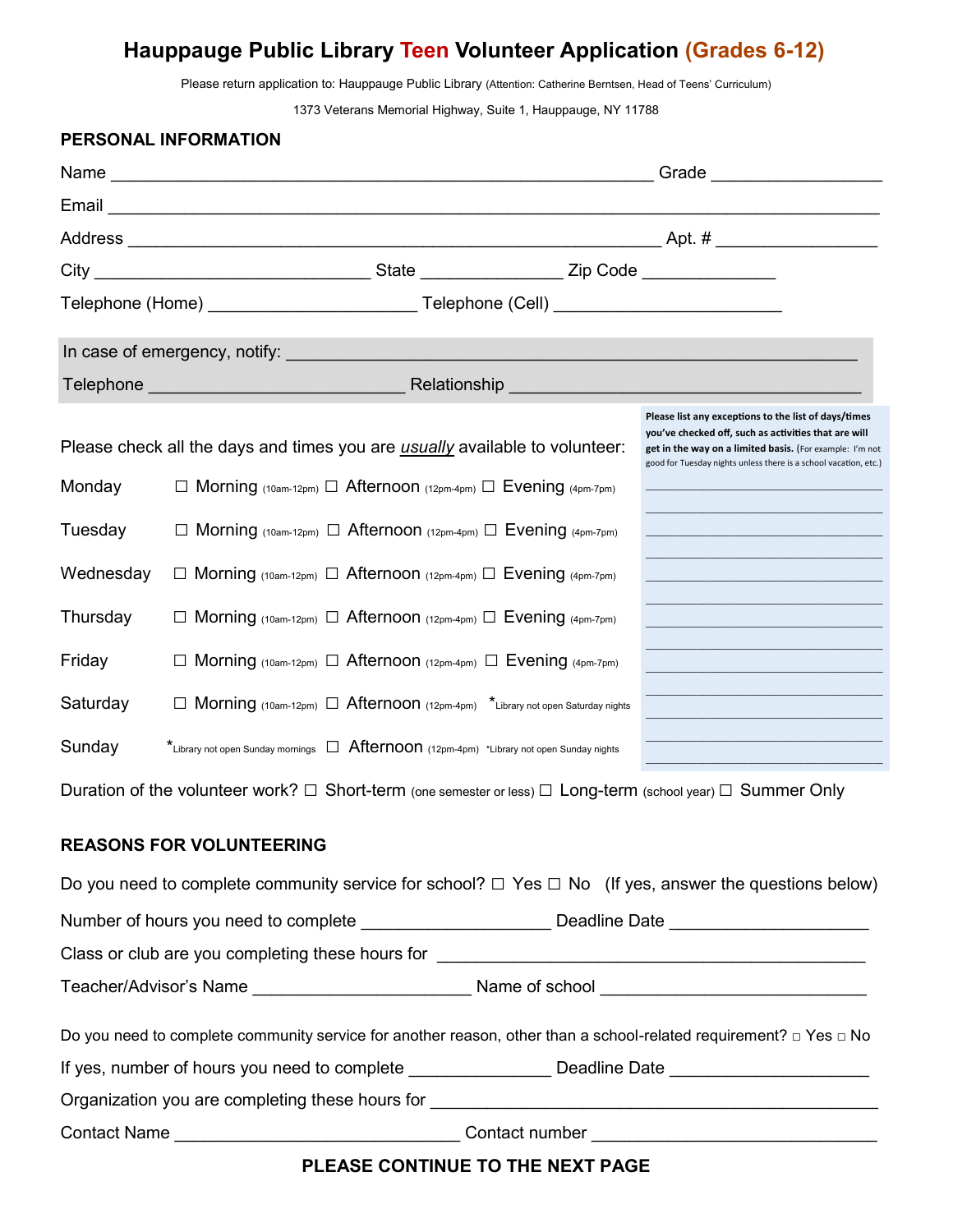# Hauppauge Public Library Teen Volunteer Application (Grades 6-12)

Please return application to: Hauppauge Public Library (Attention: Catherine Berntsen, Head of Teens' Curriculum)

1373 Veterans Memorial Highway, Suite 1, Hauppauge, NY 11788

## PERSONAL INFORMATION

Name ______________________________________________________ Grade _______________

Email ______________________________________________________________________

Address _____________________________________________________ Apt. # ______________

City ____________________________ State ______________ Zip Code _____________

Telephone (Home) ____________________ Telephone (Cell) ______________________

In case of emergency, notify: ________________________________________________________

Telephone __________________________ Relationship ___________________________________

Please check all the days and times you are *usually* available to volunteer:

| | | | |
|---|---|---|---|
| Monday | ☐ Morning (10am-12pm) | ☐ Afternoon (12pm-4pm) | ☐ Evening (4pm-7pm) |
| Tuesday | ☐ Morning (10am-12pm) | ☐ Afternoon (12pm-4pm) | ☐ Evening (4pm-7pm) |
| Wednesday | ☐ Morning (10am-12pm) | ☐ Afternoon (12pm-4pm) | ☐ Evening (4pm-7pm) |
| Thursday | ☐ Morning (10am-12pm) | ☐ Afternoon (12pm-4pm) | ☐ Evening (4pm-7pm) |
| Friday | ☐ Morning (10am-12pm) | ☐ Afternoon (12pm-4pm) | ☐ Evening (4pm-7pm) |
| Saturday | ☐ Morning (10am-12pm) | ☐ Afternoon (12pm-4pm) | *Library not open Saturday nights |
| Sunday | *Library not open Sunday mornings | ☐ Afternoon (12pm-4pm) | *Library not open Sunday nights |

**Please list any exceptions to the list of days/times you've checked off, such as activities that are will get in the way on a limited basis.** (For example: I'm not good for Tuesday nights unless there is a school vacation, etc.)

______________________________

______________________________

______________________________

______________________________

______________________________

______________________________

______________________________

______________________________

______________________________

______________________________

______________________________

______________________________

______________________________

Duration of the volunteer work? ☐ Short-term (one semester or less) ☐ Long-term (school year) ☐ Summer Only

## REASONS FOR VOLUNTEERING

Do you need to complete community service for school? ☐ Yes ☐ No (If yes, answer the questions below)

Number of hours you need to complete __________________ Deadline Date ____________________

Class or club are you completing these hours for ____________________________________________

Teacher/Advisor's Name _____________________ Name of school __________________________

Do you need to complete community service for another reason, other than a school-related requirement? ☐ Yes ☐ No

If yes, number of hours you need to complete ______________ Deadline Date ____________________

Organization you are completing these hours for ___________________________________________

Contact Name ____________________________ Contact number ____________________________

**PLEASE CONTINUE TO THE NEXT PAGE**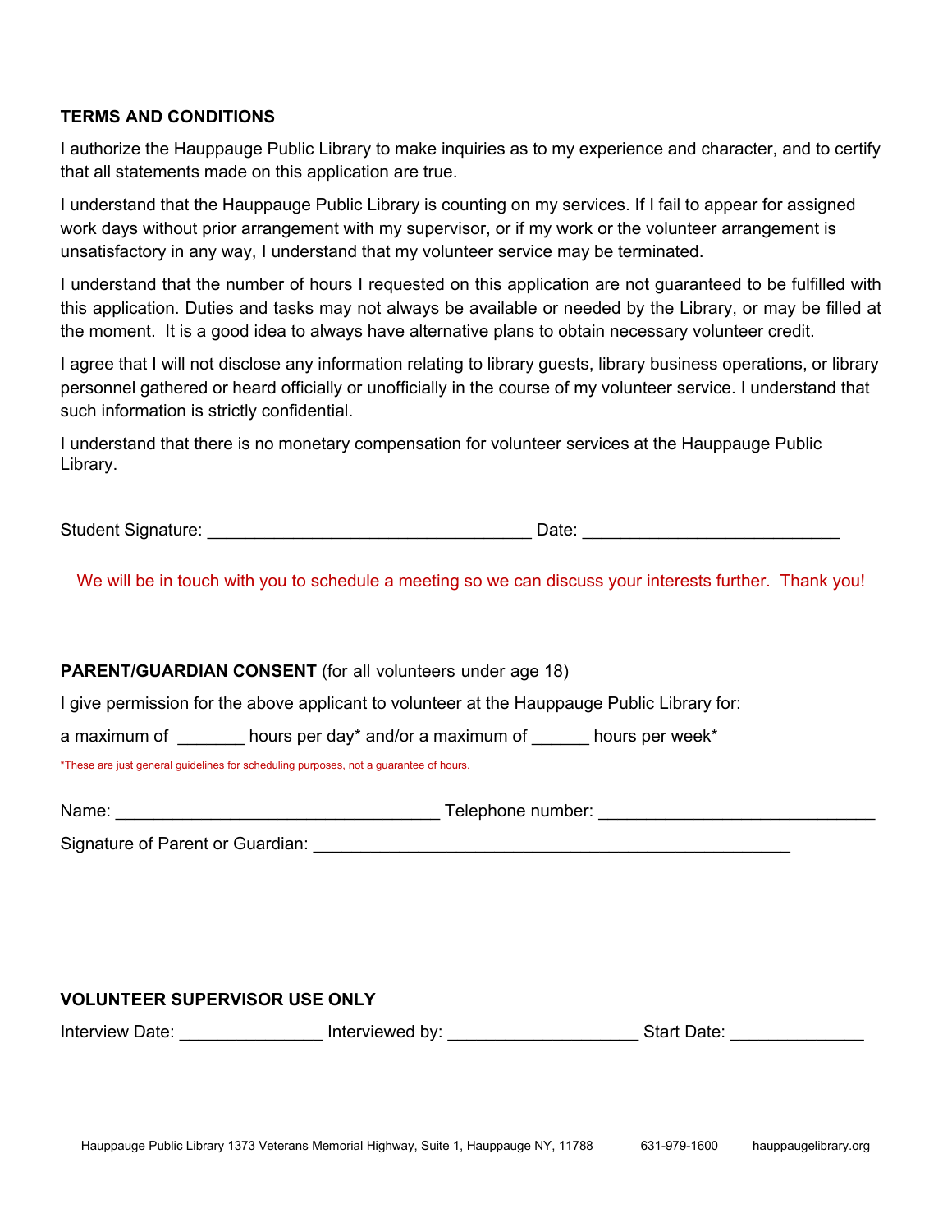**TERMS AND CONDITIONS**

I authorize the Hauppauge Public Library to make inquiries as to my experience and character, and to certify that all statements made on this application are true.

I understand that the Hauppauge Public Library is counting on my services. If I fail to appear for assigned work days without prior arrangement with my supervisor, or if my work or the volunteer arrangement is unsatisfactory in any way, I understand that my volunteer service may be terminated.

I understand that the number of hours I requested on this application are not guaranteed to be fulfilled with this application. Duties and tasks may not always be available or needed by the Library, or may be filled at the moment. It is a good idea to always have alternative plans to obtain necessary volunteer credit.

I agree that I will not disclose any information relating to library guests, library business operations, or library personnel gathered or heard officially or unofficially in the course of my volunteer service. I understand that such information is strictly confidential.

I understand that there is no monetary compensation for volunteer services at the Hauppauge Public Library.

Student Signature: ________________________________ Date: __________________________

We will be in touch with you to schedule a meeting so we can discuss your interests further. Thank you!

**PARENT/GUARDIAN CONSENT** (for all volunteers under age 18)

I give permission for the above applicant to volunteer at the Hauppauge Public Library for:

a maximum of _______ hours per day* and/or a maximum of ______ hours per week*

*These are just general guidelines for scheduling purposes, not a guarantee of hours.

Name: ________________________________ Telephone number: ____________________________

Signature of Parent or Guardian: ________________________________________________

**VOLUNTEER SUPERVISOR USE ONLY**

Interview Date: _______________ Interviewed by: ___________________ Start Date: _____________

Hauppauge Public Library 1373 Veterans Memorial Highway, Suite 1, Hauppauge NY, 11788 631-979-1600 hauppaugelibrary.org